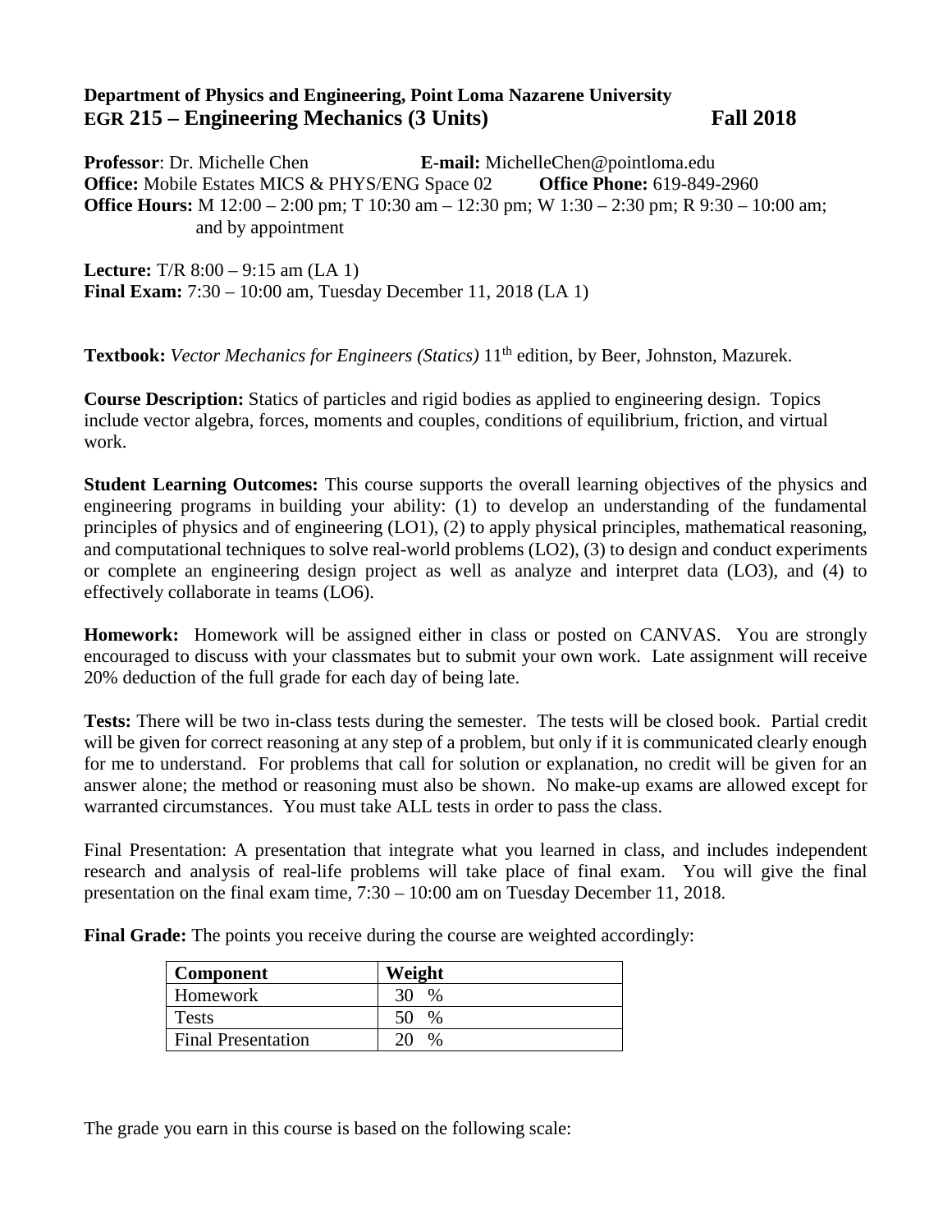**Department of Physics and Engineering, Point Loma Nazarene University**

# EGR 215 – Engineering Mechanics (3 Units) Fall 2018

**Professor**: Dr. Michelle Chen **E-mail:** MichelleChen@pointloma.edu
**Office:** Mobile Estates MICS & PHYS/ENG Space 02 **Office Phone:** 619-849-2960
**Office Hours:** M 12:00 – 2:00 pm; T 10:30 am – 12:30 pm; W 1:30 – 2:30 pm; R 9:30 – 10:00 am; and by appointment

**Lecture:** T/R 8:00 – 9:15 am (LA 1)
**Final Exam:** 7:30 – 10:00 am, Tuesday December 11, 2018 (LA 1)

**Textbook:** *Vector Mechanics for Engineers (Statics)* 11th edition, by Beer, Johnston, Mazurek.

**Course Description:** Statics of particles and rigid bodies as applied to engineering design. Topics include vector algebra, forces, moments and couples, conditions of equilibrium, friction, and virtual work.

**Student Learning Outcomes:** This course supports the overall learning objectives of the physics and engineering programs in building your ability: (1) to develop an understanding of the fundamental principles of physics and of engineering (LO1), (2) to apply physical principles, mathematical reasoning, and computational techniques to solve real-world problems (LO2), (3) to design and conduct experiments or complete an engineering design project as well as analyze and interpret data (LO3), and (4) to effectively collaborate in teams (LO6).

**Homework:** Homework will be assigned either in class or posted on CANVAS. You are strongly encouraged to discuss with your classmates but to submit your own work. Late assignment will receive 20% deduction of the full grade for each day of being late.

**Tests:** There will be two in-class tests during the semester. The tests will be closed book. Partial credit will be given for correct reasoning at any step of a problem, but only if it is communicated clearly enough for me to understand. For problems that call for solution or explanation, no credit will be given for an answer alone; the method or reasoning must also be shown. No make-up exams are allowed except for warranted circumstances. You must take ALL tests in order to pass the class.

Final Presentation: A presentation that integrate what you learned in class, and includes independent research and analysis of real-life problems will take place of final exam. You will give the final presentation on the final exam time, 7:30 – 10:00 am on Tuesday December 11, 2018.

**Final Grade:** The points you receive during the course are weighted accordingly:

| Component | Weight |
|---|---|
| Homework | 30 % |
| Tests | 50 % |
| Final Presentation | 20 % |

The grade you earn in this course is based on the following scale: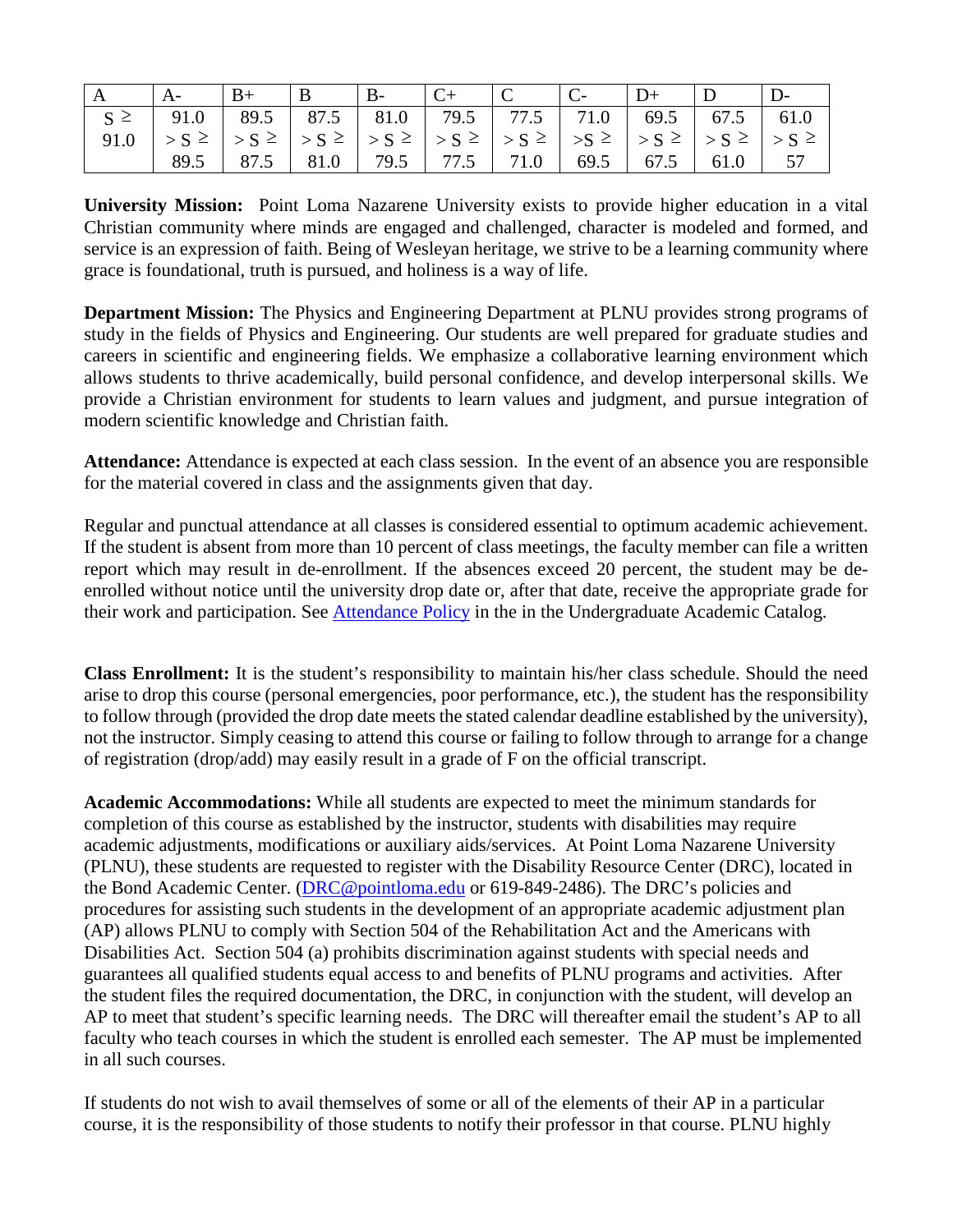| A | A- | B+ | B | B- | C+ | C | C- | D+ | D | D- |
|---|---|---|---|---|---|---|---|---|---|---|
| S ≥ 91.0 | 91.0 > S ≥ 89.5 | 89.5 > S ≥ 87.5 | 87.5 > S ≥ 81.0 | 81.0 > S ≥ 79.5 | 79.5 > S ≥ 77.5 | 77.5 > S ≥ 71.0 | 71.0 >S ≥ 69.5 | 69.5 > S ≥ 67.5 | 67.5 > S ≥ 61.0 | 61.0 > S ≥ 57 |

**University Mission:** Point Loma Nazarene University exists to provide higher education in a vital Christian community where minds are engaged and challenged, character is modeled and formed, and service is an expression of faith. Being of Wesleyan heritage, we strive to be a learning community where grace is foundational, truth is pursued, and holiness is a way of life.

**Department Mission:** The Physics and Engineering Department at PLNU provides strong programs of study in the fields of Physics and Engineering. Our students are well prepared for graduate studies and careers in scientific and engineering fields. We emphasize a collaborative learning environment which allows students to thrive academically, build personal confidence, and develop interpersonal skills. We provide a Christian environment for students to learn values and judgment, and pursue integration of modern scientific knowledge and Christian faith.

**Attendance:** Attendance is expected at each class session. In the event of an absence you are responsible for the material covered in class and the assignments given that day.

Regular and punctual attendance at all classes is considered essential to optimum academic achievement. If the student is absent from more than 10 percent of class meetings, the faculty member can file a written report which may result in de-enrollment. If the absences exceed 20 percent, the student may be de-enrolled without notice until the university drop date or, after that date, receive the appropriate grade for their work and participation. See Attendance Policy in the in the Undergraduate Academic Catalog.

**Class Enrollment:** It is the student's responsibility to maintain his/her class schedule. Should the need arise to drop this course (personal emergencies, poor performance, etc.), the student has the responsibility to follow through (provided the drop date meets the stated calendar deadline established by the university), not the instructor. Simply ceasing to attend this course or failing to follow through to arrange for a change of registration (drop/add) may easily result in a grade of F on the official transcript.

**Academic Accommodations:** While all students are expected to meet the minimum standards for completion of this course as established by the instructor, students with disabilities may require academic adjustments, modifications or auxiliary aids/services. At Point Loma Nazarene University (PLNU), these students are requested to register with the Disability Resource Center (DRC), located in the Bond Academic Center. (DRC@pointloma.edu or 619-849-2486). The DRC's policies and procedures for assisting such students in the development of an appropriate academic adjustment plan (AP) allows PLNU to comply with Section 504 of the Rehabilitation Act and the Americans with Disabilities Act. Section 504 (a) prohibits discrimination against students with special needs and guarantees all qualified students equal access to and benefits of PLNU programs and activities. After the student files the required documentation, the DRC, in conjunction with the student, will develop an AP to meet that student's specific learning needs. The DRC will thereafter email the student's AP to all faculty who teach courses in which the student is enrolled each semester. The AP must be implemented in all such courses.

If students do not wish to avail themselves of some or all of the elements of their AP in a particular course, it is the responsibility of those students to notify their professor in that course. PLNU highly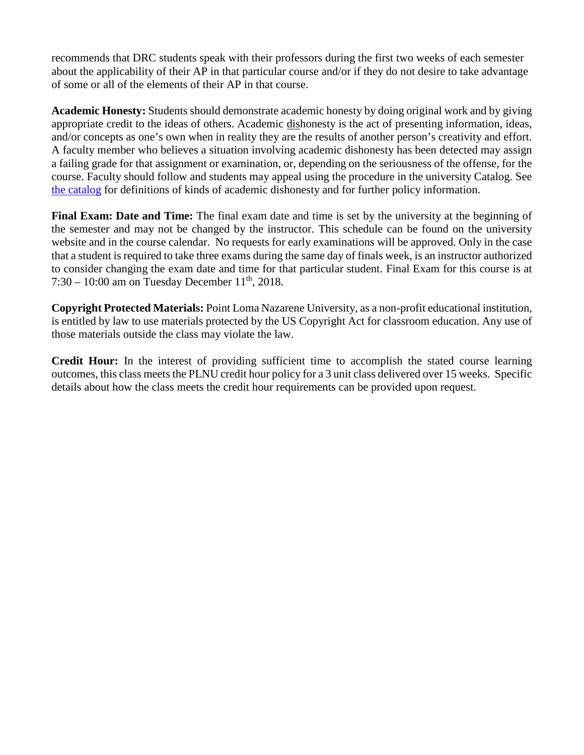recommends that DRC students speak with their professors during the first two weeks of each semester about the applicability of their AP in that particular course and/or if they do not desire to take advantage of some or all of the elements of their AP in that course.

**Academic Honesty:** Students should demonstrate academic honesty by doing original work and by giving appropriate credit to the ideas of others. Academic dishonesty is the act of presenting information, ideas, and/or concepts as one's own when in reality they are the results of another person's creativity and effort. A faculty member who believes a situation involving academic dishonesty has been detected may assign a failing grade for that assignment or examination, or, depending on the seriousness of the offense, for the course. Faculty should follow and students may appeal using the procedure in the university Catalog. See [the catalog]() for definitions of kinds of academic dishonesty and for further policy information.

**Final Exam: Date and Time:** The final exam date and time is set by the university at the beginning of the semester and may not be changed by the instructor. This schedule can be found on the university website and in the course calendar. No requests for early examinations will be approved. Only in the case that a student is required to take three exams during the same day of finals week, is an instructor authorized to consider changing the exam date and time for that particular student. Final Exam for this course is at 7:30 – 10:00 am on Tuesday December 11th, 2018.

**Copyright Protected Materials:** Point Loma Nazarene University, as a non-profit educational institution, is entitled by law to use materials protected by the US Copyright Act for classroom education. Any use of those materials outside the class may violate the law.

**Credit Hour:** In the interest of providing sufficient time to accomplish the stated course learning outcomes, this class meets the PLNU credit hour policy for a 3 unit class delivered over 15 weeks. Specific details about how the class meets the credit hour requirements can be provided upon request.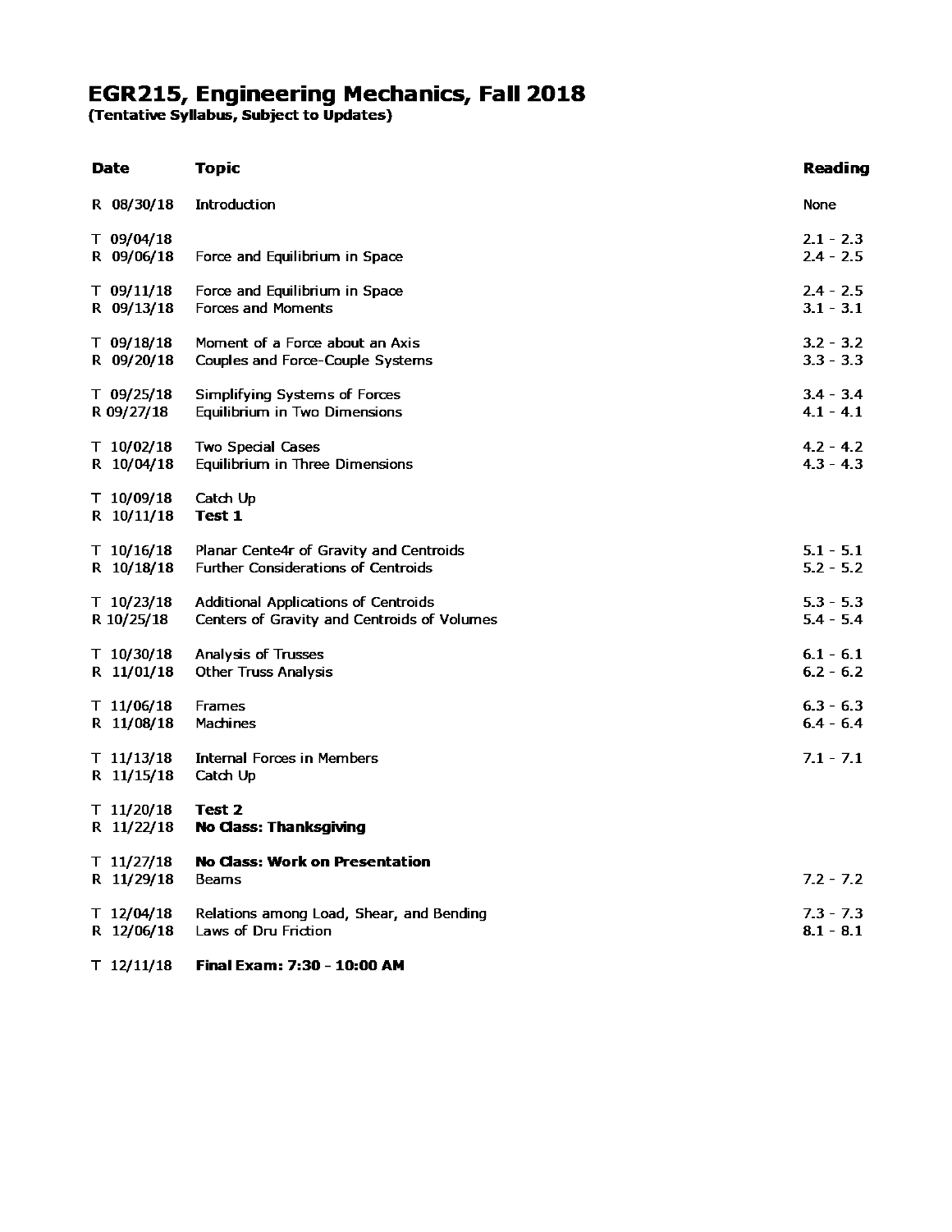## EGR215, Engineering Mechanics, Fall 2018

**(Tentative Syllabus, Subject to Updates)**

| Date | Topic | Reading |
|---|---|---|
| R 08/30/18 | Introduction | None |
| T 09/04/18 | | 2.1 - 2.3 |
| R 09/06/18 | Force and Equilibrium in Space | 2.4 - 2.5 |
| T 09/11/18 | Force and Equilibrium in Space | 2.4 - 2.5 |
| R 09/13/18 | Forces and Moments | 3.1 - 3.1 |
| T 09/18/18 | Moment of a Force about an Axis | 3.2 - 3.2 |
| R 09/20/18 | Couples and Force-Couple Systems | 3.3 - 3.3 |
| T 09/25/18 | Simplifying Systems of Forces | 3.4 - 3.4 |
| R 09/27/18 | Equilibrium in Two Dimensions | 4.1 - 4.1 |
| T 10/02/18 | Two Special Cases | 4.2 - 4.2 |
| R 10/04/18 | Equilibrium in Three Dimensions | 4.3 - 4.3 |
| T 10/09/18 | Catch Up | |
| R 10/11/18 | **Test 1** | |
| T 10/16/18 | Planar Cente4r of Gravity and Centroids | 5.1 - 5.1 |
| R 10/18/18 | Further Considerations of Centroids | 5.2 - 5.2 |
| T 10/23/18 | Additional Applications of Centroids | 5.3 - 5.3 |
| R 10/25/18 | Centers of Gravity and Centroids of Volumes | 5.4 - 5.4 |
| T 10/30/18 | Analysis of Trusses | 6.1 - 6.1 |
| R 11/01/18 | Other Truss Analysis | 6.2 - 6.2 |
| T 11/06/18 | Frames | 6.3 - 6.3 |
| R 11/08/18 | Machines | 6.4 - 6.4 |
| T 11/13/18 | Internal Forces in Members | 7.1 - 7.1 |
| R 11/15/18 | Catch Up | |
| T 11/20/18 | **Test 2** | |
| R 11/22/18 | **No Class: Thanksgiving** | |
| T 11/27/18 | **No Class: Work on Presentation** | |
| R 11/29/18 | Beams | 7.2 - 7.2 |
| T 12/04/18 | Relations among Load, Shear, and Bending | 7.3 - 7.3 |
| R 12/06/18 | Laws of Dru Friction | 8.1 - 8.1 |
| T 12/11/18 | **Final Exam: 7:30 - 10:00 AM** | |